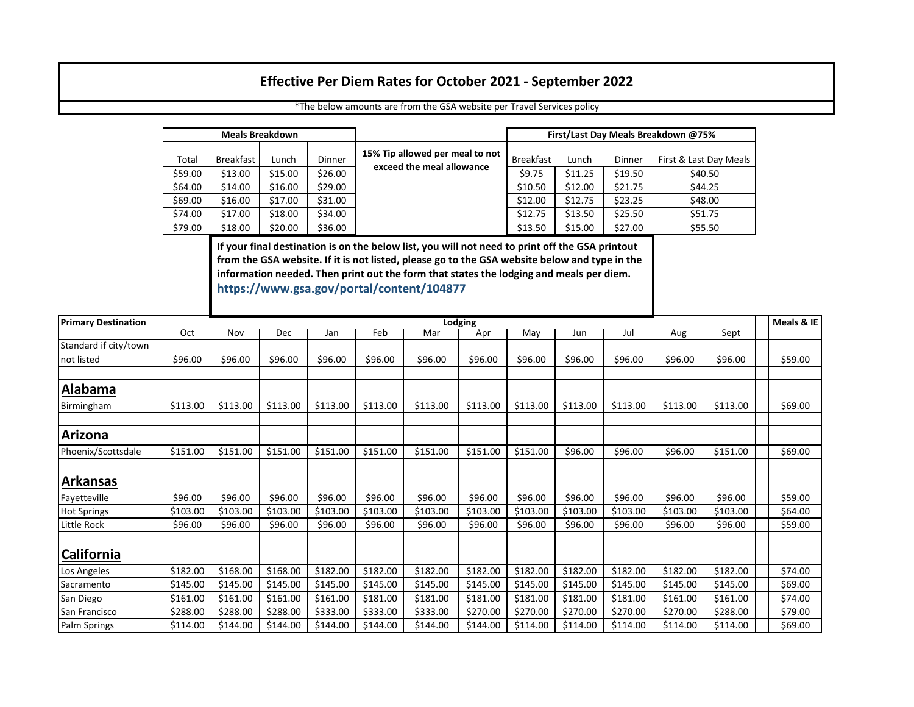# Effective Per Diem Rates for October 2021 - September 2022

*The below amounts are from the GSA website per Travel Services policy

| Meals Breakdown | | | | 15% Tip allowed per meal to not exceed the meal allowance | First/Last Day Meals Breakdown @75% | | | |
|---|---|---|---|---|---|---|---|---|
| Total | Breakfast | Lunch | Dinner | | Breakfast | Lunch | Dinner | First & Last Day Meals |
| $59.00 | $13.00 | $15.00 | $26.00 | | $9.75 | $11.25 | $19.50 | $40.50 |
| $64.00 | $14.00 | $16.00 | $29.00 | | $10.50 | $12.00 | $21.75 | $44.25 |
| $69.00 | $16.00 | $17.00 | $31.00 | | $12.00 | $12.75 | $23.25 | $48.00 |
| $74.00 | $17.00 | $18.00 | $34.00 | | $12.75 | $13.50 | $25.50 | $51.75 |
| $79.00 | $18.00 | $20.00 | $36.00 | | $13.50 | $15.00 | $27.00 | $55.50 |

**If your final destination is on the below list, you will not need to print off the GSA printout from the GSA website. If it is not listed, please go to the GSA website below and type in the information needed. Then print out the form that states the lodging and meals per diem.**
**https://www.gsa.gov/portal/content/104877**

| Primary Destination | Lodging | | | | | | | | | | | | Meals & IE |
|---|---|---|---|---|---|---|---|---|---|---|---|---|---|
| | Oct | Nov | Dec | Jan | Feb | Mar | Apr | May | Jun | Jul | Aug | Sept | |
| Standard if city/town not listed | $96.00 | $96.00 | $96.00 | $96.00 | $96.00 | $96.00 | $96.00 | $96.00 | $96.00 | $96.00 | $96.00 | $96.00 | $59.00 |
| **Alabama** | | | | | | | | | | | | | |
| Birmingham | $113.00 | $113.00 | $113.00 | $113.00 | $113.00 | $113.00 | $113.00 | $113.00 | $113.00 | $113.00 | $113.00 | $113.00 | $69.00 |
| **Arizona** | | | | | | | | | | | | | |
| Phoenix/Scottsdale | $151.00 | $151.00 | $151.00 | $151.00 | $151.00 | $151.00 | $151.00 | $151.00 | $96.00 | $96.00 | $96.00 | $151.00 | $69.00 |
| **Arkansas** | | | | | | | | | | | | | |
| Fayetteville | $96.00 | $96.00 | $96.00 | $96.00 | $96.00 | $96.00 | $96.00 | $96.00 | $96.00 | $96.00 | $96.00 | $96.00 | $59.00 |
| Hot Springs | $103.00 | $103.00 | $103.00 | $103.00 | $103.00 | $103.00 | $103.00 | $103.00 | $103.00 | $103.00 | $103.00 | $103.00 | $64.00 |
| Little Rock | $96.00 | $96.00 | $96.00 | $96.00 | $96.00 | $96.00 | $96.00 | $96.00 | $96.00 | $96.00 | $96.00 | $96.00 | $59.00 |
| **California** | | | | | | | | | | | | | |
| Los Angeles | $182.00 | $168.00 | $168.00 | $182.00 | $182.00 | $182.00 | $182.00 | $182.00 | $182.00 | $182.00 | $182.00 | $182.00 | $74.00 |
| Sacramento | $145.00 | $145.00 | $145.00 | $145.00 | $145.00 | $145.00 | $145.00 | $145.00 | $145.00 | $145.00 | $145.00 | $145.00 | $69.00 |
| San Diego | $161.00 | $161.00 | $161.00 | $161.00 | $181.00 | $181.00 | $181.00 | $181.00 | $181.00 | $181.00 | $161.00 | $161.00 | $74.00 |
| San Francisco | $288.00 | $288.00 | $288.00 | $333.00 | $333.00 | $333.00 | $270.00 | $270.00 | $270.00 | $270.00 | $270.00 | $288.00 | $79.00 |
| Palm Springs | $114.00 | $144.00 | $144.00 | $144.00 | $144.00 | $144.00 | $144.00 | $114.00 | $114.00 | $114.00 | $114.00 | $114.00 | $69.00 |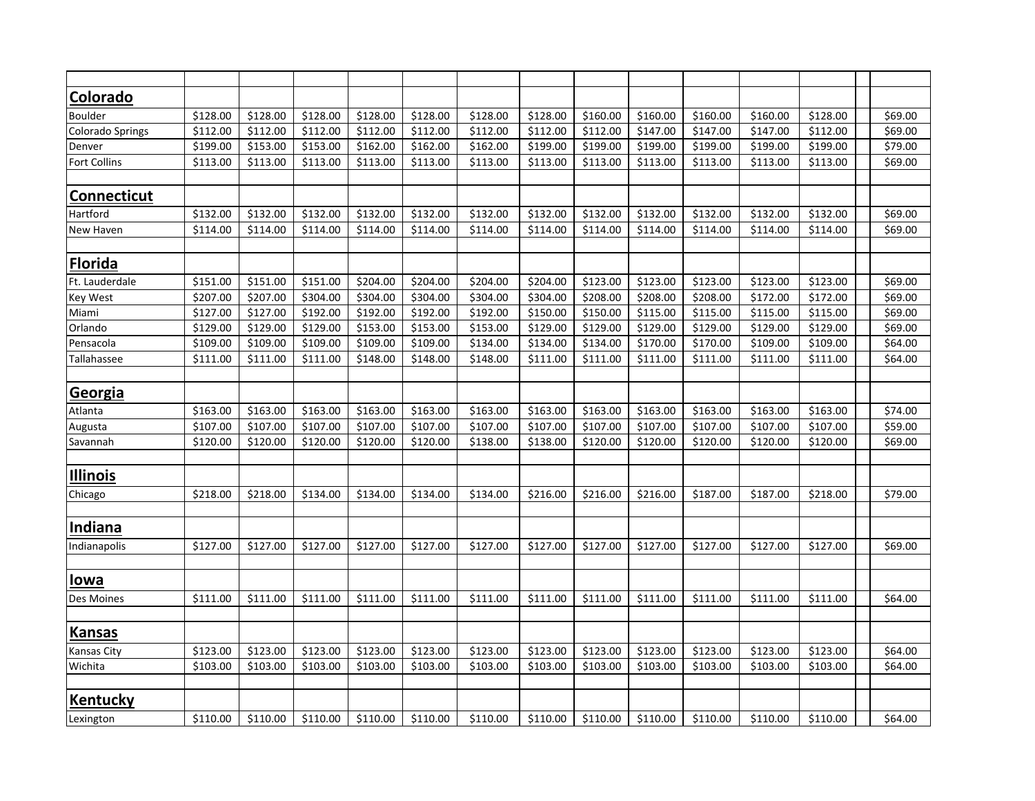| | | | | | | | | | | | | | |
|---|---|---|---|---|---|---|---|---|---|---|---|---|---|
| **Colorado** | | | | | | | | | | | | | |
| Boulder | $128.00 | $128.00 | $128.00 | $128.00 | $128.00 | $128.00 | $128.00 | $160.00 | $160.00 | $160.00 | $160.00 | $128.00 | | $69.00 |
| Colorado Springs | $112.00 | $112.00 | $112.00 | $112.00 | $112.00 | $112.00 | $112.00 | $112.00 | $147.00 | $147.00 | $147.00 | $112.00 | | $69.00 |
| Denver | $199.00 | $153.00 | $153.00 | $162.00 | $162.00 | $162.00 | $199.00 | $199.00 | $199.00 | $199.00 | $199.00 | $199.00 | | $79.00 |
| Fort Collins | $113.00 | $113.00 | $113.00 | $113.00 | $113.00 | $113.00 | $113.00 | $113.00 | $113.00 | $113.00 | $113.00 | $113.00 | | $69.00 |
| | | | | | | | | | | | | | | |
| **Connecticut** | | | | | | | | | | | | | | |
| Hartford | $132.00 | $132.00 | $132.00 | $132.00 | $132.00 | $132.00 | $132.00 | $132.00 | $132.00 | $132.00 | $132.00 | $132.00 | | $69.00 |
| New Haven | $114.00 | $114.00 | $114.00 | $114.00 | $114.00 | $114.00 | $114.00 | $114.00 | $114.00 | $114.00 | $114.00 | $114.00 | | $69.00 |
| | | | | | | | | | | | | | | |
| **Florida** | | | | | | | | | | | | | | |
| Ft. Lauderdale | $151.00 | $151.00 | $151.00 | $204.00 | $204.00 | $204.00 | $204.00 | $123.00 | $123.00 | $123.00 | $123.00 | $123.00 | | $69.00 |
| Key West | $207.00 | $207.00 | $304.00 | $304.00 | $304.00 | $304.00 | $304.00 | $208.00 | $208.00 | $208.00 | $172.00 | $172.00 | | $69.00 |
| Miami | $127.00 | $127.00 | $192.00 | $192.00 | $192.00 | $192.00 | $150.00 | $150.00 | $115.00 | $115.00 | $115.00 | $115.00 | | $69.00 |
| Orlando | $129.00 | $129.00 | $129.00 | $153.00 | $153.00 | $153.00 | $129.00 | $129.00 | $129.00 | $129.00 | $129.00 | $129.00 | | $69.00 |
| Pensacola | $109.00 | $109.00 | $109.00 | $109.00 | $109.00 | $134.00 | $134.00 | $134.00 | $170.00 | $170.00 | $109.00 | $109.00 | | $64.00 |
| Tallahassee | $111.00 | $111.00 | $111.00 | $148.00 | $148.00 | $148.00 | $111.00 | $111.00 | $111.00 | $111.00 | $111.00 | $111.00 | | $64.00 |
| | | | | | | | | | | | | | | |
| **Georgia** | | | | | | | | | | | | | | |
| Atlanta | $163.00 | $163.00 | $163.00 | $163.00 | $163.00 | $163.00 | $163.00 | $163.00 | $163.00 | $163.00 | $163.00 | $163.00 | | $74.00 |
| Augusta | $107.00 | $107.00 | $107.00 | $107.00 | $107.00 | $107.00 | $107.00 | $107.00 | $107.00 | $107.00 | $107.00 | $107.00 | | $59.00 |
| Savannah | $120.00 | $120.00 | $120.00 | $120.00 | $120.00 | $138.00 | $138.00 | $120.00 | $120.00 | $120.00 | $120.00 | $120.00 | | $69.00 |
| | | | | | | | | | | | | | | |
| **Illinois** | | | | | | | | | | | | | | |
| Chicago | $218.00 | $218.00 | $134.00 | $134.00 | $134.00 | $134.00 | $216.00 | $216.00 | $216.00 | $187.00 | $187.00 | $218.00 | | $79.00 |
| | | | | | | | | | | | | | | |
| **Indiana** | | | | | | | | | | | | | | |
| Indianapolis | $127.00 | $127.00 | $127.00 | $127.00 | $127.00 | $127.00 | $127.00 | $127.00 | $127.00 | $127.00 | $127.00 | $127.00 | | $69.00 |
| | | | | | | | | | | | | | | |
| **Iowa** | | | | | | | | | | | | | | |
| Des Moines | $111.00 | $111.00 | $111.00 | $111.00 | $111.00 | $111.00 | $111.00 | $111.00 | $111.00 | $111.00 | $111.00 | $111.00 | | $64.00 |
| | | | | | | | | | | | | | | |
| **Kansas** | | | | | | | | | | | | | | |
| Kansas City | $123.00 | $123.00 | $123.00 | $123.00 | $123.00 | $123.00 | $123.00 | $123.00 | $123.00 | $123.00 | $123.00 | $123.00 | | $64.00 |
| Wichita | $103.00 | $103.00 | $103.00 | $103.00 | $103.00 | $103.00 | $103.00 | $103.00 | $103.00 | $103.00 | $103.00 | $103.00 | | $64.00 |
| | | | | | | | | | | | | | | |
| **Kentucky** | | | | | | | | | | | | | | |
| Lexington | $110.00 | $110.00 | $110.00 | $110.00 | $110.00 | $110.00 | $110.00 | $110.00 | $110.00 | $110.00 | $110.00 | $110.00 | | $64.00 |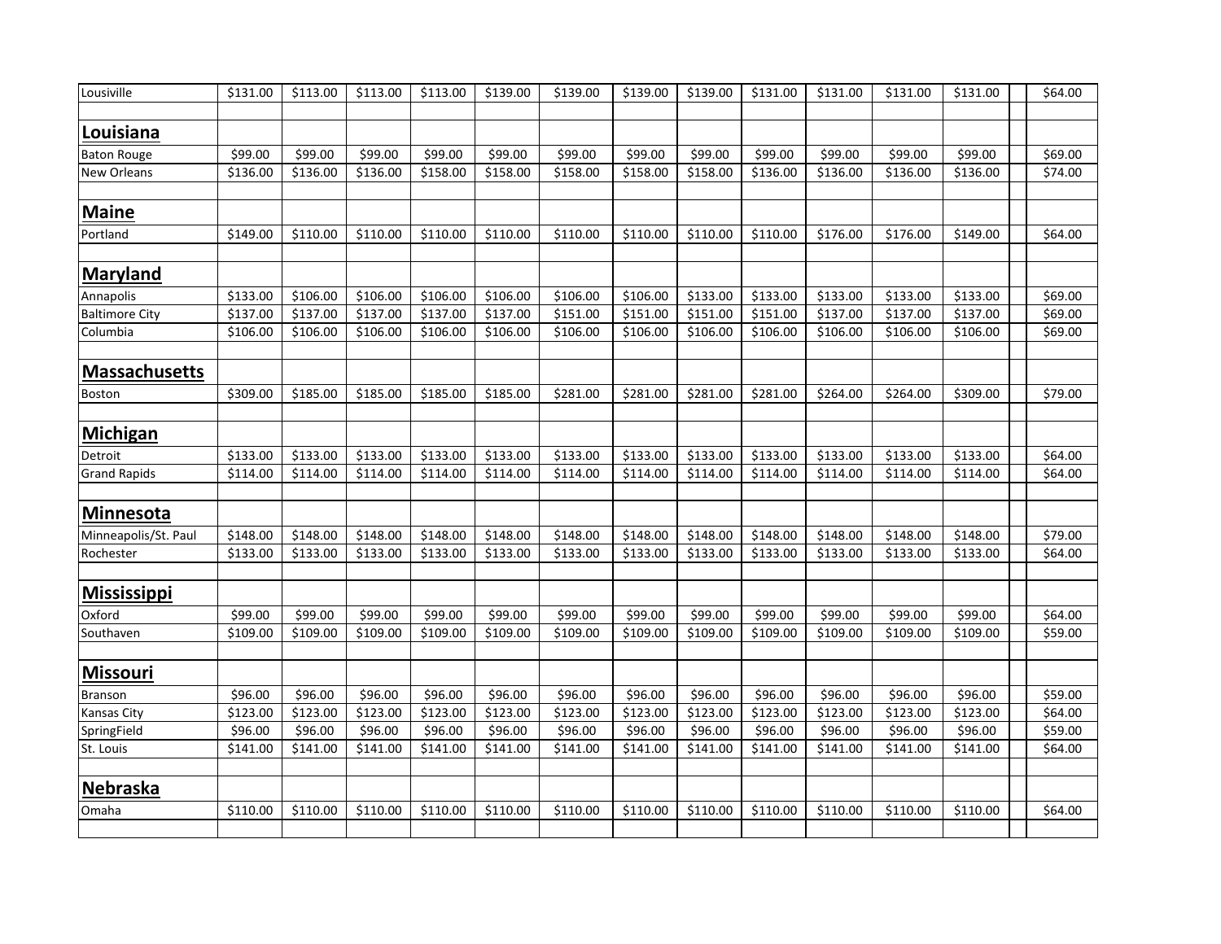| | | | | | | | | | | | | | | |
|---|---|---|---|---|---|---|---|---|---|---|---|---|---|---|
| Lousiville | $131.00 | $113.00 | $113.00 | $113.00 | $139.00 | $139.00 | $139.00 | $139.00 | $131.00 | $131.00 | $131.00 | $131.00 | | $64.00 |
| | | | | | | | | | | | | | | |
| **Louisiana** | | | | | | | | | | | | | | |
| Baton Rouge | $99.00 | $99.00 | $99.00 | $99.00 | $99.00 | $99.00 | $99.00 | $99.00 | $99.00 | $99.00 | $99.00 | $99.00 | | $69.00 |
| New Orleans | $136.00 | $136.00 | $136.00 | $158.00 | $158.00 | $158.00 | $158.00 | $158.00 | $136.00 | $136.00 | $136.00 | $136.00 | | $74.00 |
| | | | | | | | | | | | | | | |
| **Maine** | | | | | | | | | | | | | | |
| Portland | $149.00 | $110.00 | $110.00 | $110.00 | $110.00 | $110.00 | $110.00 | $110.00 | $110.00 | $176.00 | $176.00 | $149.00 | | $64.00 |
| | | | | | | | | | | | | | | |
| **Maryland** | | | | | | | | | | | | | | |
| Annapolis | $133.00 | $106.00 | $106.00 | $106.00 | $106.00 | $106.00 | $106.00 | $133.00 | $133.00 | $133.00 | $133.00 | $133.00 | | $69.00 |
| Baltimore City | $137.00 | $137.00 | $137.00 | $137.00 | $137.00 | $151.00 | $151.00 | $151.00 | $151.00 | $137.00 | $137.00 | $137.00 | | $69.00 |
| Columbia | $106.00 | $106.00 | $106.00 | $106.00 | $106.00 | $106.00 | $106.00 | $106.00 | $106.00 | $106.00 | $106.00 | $106.00 | | $69.00 |
| | | | | | | | | | | | | | | |
| **Massachusetts** | | | | | | | | | | | | | | |
| Boston | $309.00 | $185.00 | $185.00 | $185.00 | $185.00 | $281.00 | $281.00 | $281.00 | $281.00 | $264.00 | $264.00 | $309.00 | | $79.00 |
| | | | | | | | | | | | | | | |
| **Michigan** | | | | | | | | | | | | | | |
| Detroit | $133.00 | $133.00 | $133.00 | $133.00 | $133.00 | $133.00 | $133.00 | $133.00 | $133.00 | $133.00 | $133.00 | $133.00 | | $64.00 |
| Grand Rapids | $114.00 | $114.00 | $114.00 | $114.00 | $114.00 | $114.00 | $114.00 | $114.00 | $114.00 | $114.00 | $114.00 | $114.00 | | $64.00 |
| | | | | | | | | | | | | | | |
| **Minnesota** | | | | | | | | | | | | | | |
| Minneapolis/St. Paul | $148.00 | $148.00 | $148.00 | $148.00 | $148.00 | $148.00 | $148.00 | $148.00 | $148.00 | $148.00 | $148.00 | $148.00 | | $79.00 |
| Rochester | $133.00 | $133.00 | $133.00 | $133.00 | $133.00 | $133.00 | $133.00 | $133.00 | $133.00 | $133.00 | $133.00 | $133.00 | | $64.00 |
| | | | | | | | | | | | | | | |
| **Mississippi** | | | | | | | | | | | | | | |
| Oxford | $99.00 | $99.00 | $99.00 | $99.00 | $99.00 | $99.00 | $99.00 | $99.00 | $99.00 | $99.00 | $99.00 | $99.00 | | $64.00 |
| Southaven | $109.00 | $109.00 | $109.00 | $109.00 | $109.00 | $109.00 | $109.00 | $109.00 | $109.00 | $109.00 | $109.00 | $109.00 | | $59.00 |
| | | | | | | | | | | | | | | |
| **Missouri** | | | | | | | | | | | | | | |
| Branson | $96.00 | $96.00 | $96.00 | $96.00 | $96.00 | $96.00 | $96.00 | $96.00 | $96.00 | $96.00 | $96.00 | $96.00 | | $59.00 |
| Kansas City | $123.00 | $123.00 | $123.00 | $123.00 | $123.00 | $123.00 | $123.00 | $123.00 | $123.00 | $123.00 | $123.00 | $123.00 | | $64.00 |
| SpringField | $96.00 | $96.00 | $96.00 | $96.00 | $96.00 | $96.00 | $96.00 | $96.00 | $96.00 | $96.00 | $96.00 | $96.00 | | $59.00 |
| St. Louis | $141.00 | $141.00 | $141.00 | $141.00 | $141.00 | $141.00 | $141.00 | $141.00 | $141.00 | $141.00 | $141.00 | $141.00 | | $64.00 |
| | | | | | | | | | | | | | | |
| **Nebraska** | | | | | | | | | | | | | | |
| Omaha | $110.00 | $110.00 | $110.00 | $110.00 | $110.00 | $110.00 | $110.00 | $110.00 | $110.00 | $110.00 | $110.00 | $110.00 | | $64.00 |
| | | | | | | | | | | | | | | |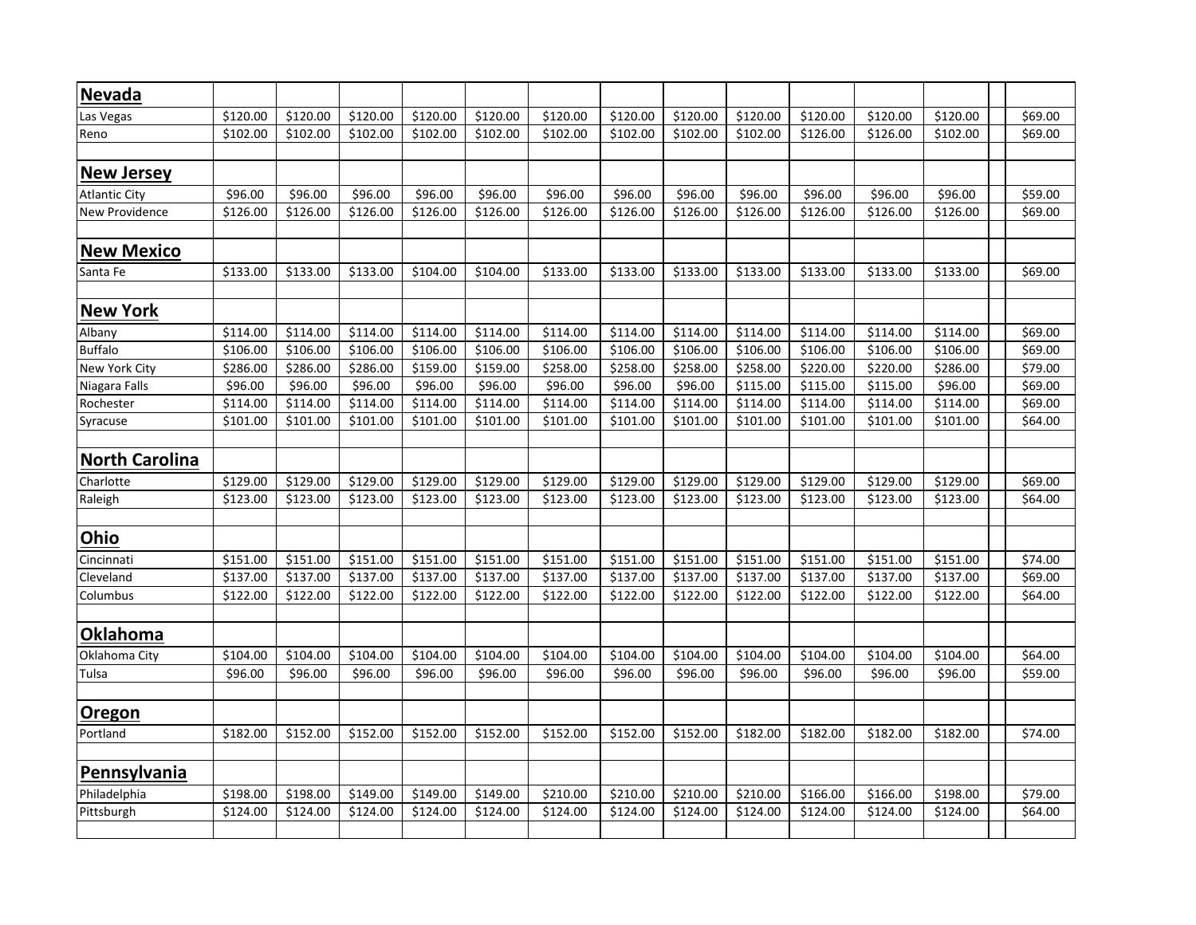| | | | | | | | | | | | | | | |
|---|---|---|---|---|---|---|---|---|---|---|---|---|---|---|
| **Nevada** | | | | | | | | | | | | | | |
| Las Vegas | $120.00 | $120.00 | $120.00 | $120.00 | $120.00 | $120.00 | $120.00 | $120.00 | $120.00 | $120.00 | $120.00 | $120.00 | | $69.00 |
| Reno | $102.00 | $102.00 | $102.00 | $102.00 | $102.00 | $102.00 | $102.00 | $102.00 | $102.00 | $126.00 | $126.00 | $102.00 | | $69.00 |
| | | | | | | | | | | | | | | |
| **New Jersey** | | | | | | | | | | | | | | |
| Atlantic City | $96.00 | $96.00 | $96.00 | $96.00 | $96.00 | $96.00 | $96.00 | $96.00 | $96.00 | $96.00 | $96.00 | $96.00 | | $59.00 |
| New Providence | $126.00 | $126.00 | $126.00 | $126.00 | $126.00 | $126.00 | $126.00 | $126.00 | $126.00 | $126.00 | $126.00 | $126.00 | | $69.00 |
| | | | | | | | | | | | | | | |
| **New Mexico** | | | | | | | | | | | | | | |
| Santa Fe | $133.00 | $133.00 | $133.00 | $104.00 | $104.00 | $133.00 | $133.00 | $133.00 | $133.00 | $133.00 | $133.00 | $133.00 | | $69.00 |
| | | | | | | | | | | | | | | |
| **New York** | | | | | | | | | | | | | | |
| Albany | $114.00 | $114.00 | $114.00 | $114.00 | $114.00 | $114.00 | $114.00 | $114.00 | $114.00 | $114.00 | $114.00 | $114.00 | | $69.00 |
| Buffalo | $106.00 | $106.00 | $106.00 | $106.00 | $106.00 | $106.00 | $106.00 | $106.00 | $106.00 | $106.00 | $106.00 | $106.00 | | $69.00 |
| New York City | $286.00 | $286.00 | $286.00 | $159.00 | $159.00 | $258.00 | $258.00 | $258.00 | $258.00 | $220.00 | $220.00 | $286.00 | | $79.00 |
| Niagara Falls | $96.00 | $96.00 | $96.00 | $96.00 | $96.00 | $96.00 | $96.00 | $96.00 | $115.00 | $115.00 | $115.00 | $96.00 | | $69.00 |
| Rochester | $114.00 | $114.00 | $114.00 | $114.00 | $114.00 | $114.00 | $114.00 | $114.00 | $114.00 | $114.00 | $114.00 | $114.00 | | $69.00 |
| Syracuse | $101.00 | $101.00 | $101.00 | $101.00 | $101.00 | $101.00 | $101.00 | $101.00 | $101.00 | $101.00 | $101.00 | $101.00 | | $64.00 |
| | | | | | | | | | | | | | | |
| **North Carolina** | | | | | | | | | | | | | | |
| Charlotte | $129.00 | $129.00 | $129.00 | $129.00 | $129.00 | $129.00 | $129.00 | $129.00 | $129.00 | $129.00 | $129.00 | $129.00 | | $69.00 |
| Raleigh | $123.00 | $123.00 | $123.00 | $123.00 | $123.00 | $123.00 | $123.00 | $123.00 | $123.00 | $123.00 | $123.00 | $123.00 | | $64.00 |
| | | | | | | | | | | | | | | |
| **Ohio** | | | | | | | | | | | | | | |
| Cincinnati | $151.00 | $151.00 | $151.00 | $151.00 | $151.00 | $151.00 | $151.00 | $151.00 | $151.00 | $151.00 | $151.00 | $151.00 | | $74.00 |
| Cleveland | $137.00 | $137.00 | $137.00 | $137.00 | $137.00 | $137.00 | $137.00 | $137.00 | $137.00 | $137.00 | $137.00 | $137.00 | | $69.00 |
| Columbus | $122.00 | $122.00 | $122.00 | $122.00 | $122.00 | $122.00 | $122.00 | $122.00 | $122.00 | $122.00 | $122.00 | $122.00 | | $64.00 |
| | | | | | | | | | | | | | | |
| **Oklahoma** | | | | | | | | | | | | | | |
| Oklahoma City | $104.00 | $104.00 | $104.00 | $104.00 | $104.00 | $104.00 | $104.00 | $104.00 | $104.00 | $104.00 | $104.00 | $104.00 | | $64.00 |
| Tulsa | $96.00 | $96.00 | $96.00 | $96.00 | $96.00 | $96.00 | $96.00 | $96.00 | $96.00 | $96.00 | $96.00 | $96.00 | | $59.00 |
| | | | | | | | | | | | | | | |
| **Oregon** | | | | | | | | | | | | | | |
| Portland | $182.00 | $152.00 | $152.00 | $152.00 | $152.00 | $152.00 | $152.00 | $152.00 | $182.00 | $182.00 | $182.00 | $182.00 | | $74.00 |
| | | | | | | | | | | | | | | |
| **Pennsylvania** | | | | | | | | | | | | | | |
| Philadelphia | $198.00 | $198.00 | $149.00 | $149.00 | $149.00 | $210.00 | $210.00 | $210.00 | $210.00 | $166.00 | $166.00 | $198.00 | | $79.00 |
| Pittsburgh | $124.00 | $124.00 | $124.00 | $124.00 | $124.00 | $124.00 | $124.00 | $124.00 | $124.00 | $124.00 | $124.00 | $124.00 | | $64.00 |
| | | | | | | | | | | | | | | |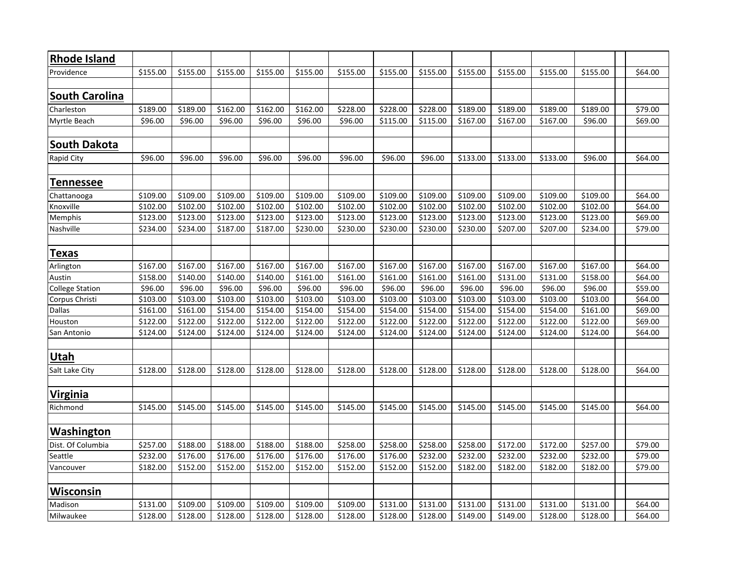| | | | | | | | | | | | | | | |
|---|---|---|---|---|---|---|---|---|---|---|---|---|---|---|
| **Rhode Island** | | | | | | | | | | | | | | |
| Providence | $155.00 | $155.00 | $155.00 | $155.00 | $155.00 | $155.00 | $155.00 | $155.00 | $155.00 | $155.00 | $155.00 | $155.00 | | $64.00 |
| | | | | | | | | | | | | | | |
| **South Carolina** | | | | | | | | | | | | | | |
| Charleston | $189.00 | $189.00 | $162.00 | $162.00 | $162.00 | $228.00 | $228.00 | $228.00 | $189.00 | $189.00 | $189.00 | $189.00 | | $79.00 |
| Myrtle Beach | $96.00 | $96.00 | $96.00 | $96.00 | $96.00 | $96.00 | $115.00 | $115.00 | $167.00 | $167.00 | $167.00 | $96.00 | | $69.00 |
| | | | | | | | | | | | | | | |
| **South Dakota** | | | | | | | | | | | | | | |
| Rapid City | $96.00 | $96.00 | $96.00 | $96.00 | $96.00 | $96.00 | $96.00 | $96.00 | $133.00 | $133.00 | $133.00 | $96.00 | | $64.00 |
| | | | | | | | | | | | | | | |
| **Tennessee** | | | | | | | | | | | | | | |
| Chattanooga | $109.00 | $109.00 | $109.00 | $109.00 | $109.00 | $109.00 | $109.00 | $109.00 | $109.00 | $109.00 | $109.00 | $109.00 | | $64.00 |
| Knoxville | $102.00 | $102.00 | $102.00 | $102.00 | $102.00 | $102.00 | $102.00 | $102.00 | $102.00 | $102.00 | $102.00 | $102.00 | | $64.00 |
| Memphis | $123.00 | $123.00 | $123.00 | $123.00 | $123.00 | $123.00 | $123.00 | $123.00 | $123.00 | $123.00 | $123.00 | $123.00 | | $69.00 |
| Nashville | $234.00 | $234.00 | $187.00 | $187.00 | $230.00 | $230.00 | $230.00 | $230.00 | $230.00 | $207.00 | $207.00 | $234.00 | | $79.00 |
| | | | | | | | | | | | | | | |
| **Texas** | | | | | | | | | | | | | | |
| Arlington | $167.00 | $167.00 | $167.00 | $167.00 | $167.00 | $167.00 | $167.00 | $167.00 | $167.00 | $167.00 | $167.00 | $167.00 | | $64.00 |
| Austin | $158.00 | $140.00 | $140.00 | $140.00 | $161.00 | $161.00 | $161.00 | $161.00 | $161.00 | $131.00 | $131.00 | $158.00 | | $64.00 |
| College Station | $96.00 | $96.00 | $96.00 | $96.00 | $96.00 | $96.00 | $96.00 | $96.00 | $96.00 | $96.00 | $96.00 | $96.00 | | $59.00 |
| Corpus Christi | $103.00 | $103.00 | $103.00 | $103.00 | $103.00 | $103.00 | $103.00 | $103.00 | $103.00 | $103.00 | $103.00 | $103.00 | | $64.00 |
| Dallas | $161.00 | $161.00 | $154.00 | $154.00 | $154.00 | $154.00 | $154.00 | $154.00 | $154.00 | $154.00 | $154.00 | $161.00 | | $69.00 |
| Houston | $122.00 | $122.00 | $122.00 | $122.00 | $122.00 | $122.00 | $122.00 | $122.00 | $122.00 | $122.00 | $122.00 | $122.00 | | $69.00 |
| San Antonio | $124.00 | $124.00 | $124.00 | $124.00 | $124.00 | $124.00 | $124.00 | $124.00 | $124.00 | $124.00 | $124.00 | $124.00 | | $64.00 |
| | | | | | | | | | | | | | | |
| **Utah** | | | | | | | | | | | | | | |
| Salt Lake City | $128.00 | $128.00 | $128.00 | $128.00 | $128.00 | $128.00 | $128.00 | $128.00 | $128.00 | $128.00 | $128.00 | $128.00 | | $64.00 |
| | | | | | | | | | | | | | | |
| **Virginia** | | | | | | | | | | | | | | |
| Richmond | $145.00 | $145.00 | $145.00 | $145.00 | $145.00 | $145.00 | $145.00 | $145.00 | $145.00 | $145.00 | $145.00 | $145.00 | | $64.00 |
| | | | | | | | | | | | | | | |
| **Washington** | | | | | | | | | | | | | | |
| Dist. Of Columbia | $257.00 | $188.00 | $188.00 | $188.00 | $188.00 | $258.00 | $258.00 | $258.00 | $258.00 | $172.00 | $172.00 | $257.00 | | $79.00 |
| Seattle | $232.00 | $176.00 | $176.00 | $176.00 | $176.00 | $176.00 | $176.00 | $232.00 | $232.00 | $232.00 | $232.00 | $232.00 | | $79.00 |
| Vancouver | $182.00 | $152.00 | $152.00 | $152.00 | $152.00 | $152.00 | $152.00 | $152.00 | $182.00 | $182.00 | $182.00 | $182.00 | | $79.00 |
| | | | | | | | | | | | | | | |
| **Wisconsin** | | | | | | | | | | | | | | |
| Madison | $131.00 | $109.00 | $109.00 | $109.00 | $109.00 | $109.00 | $131.00 | $131.00 | $131.00 | $131.00 | $131.00 | $131.00 | | $64.00 |
| Milwaukee | $128.00 | $128.00 | $128.00 | $128.00 | $128.00 | $128.00 | $128.00 | $128.00 | $149.00 | $149.00 | $128.00 | $128.00 | | $64.00 |